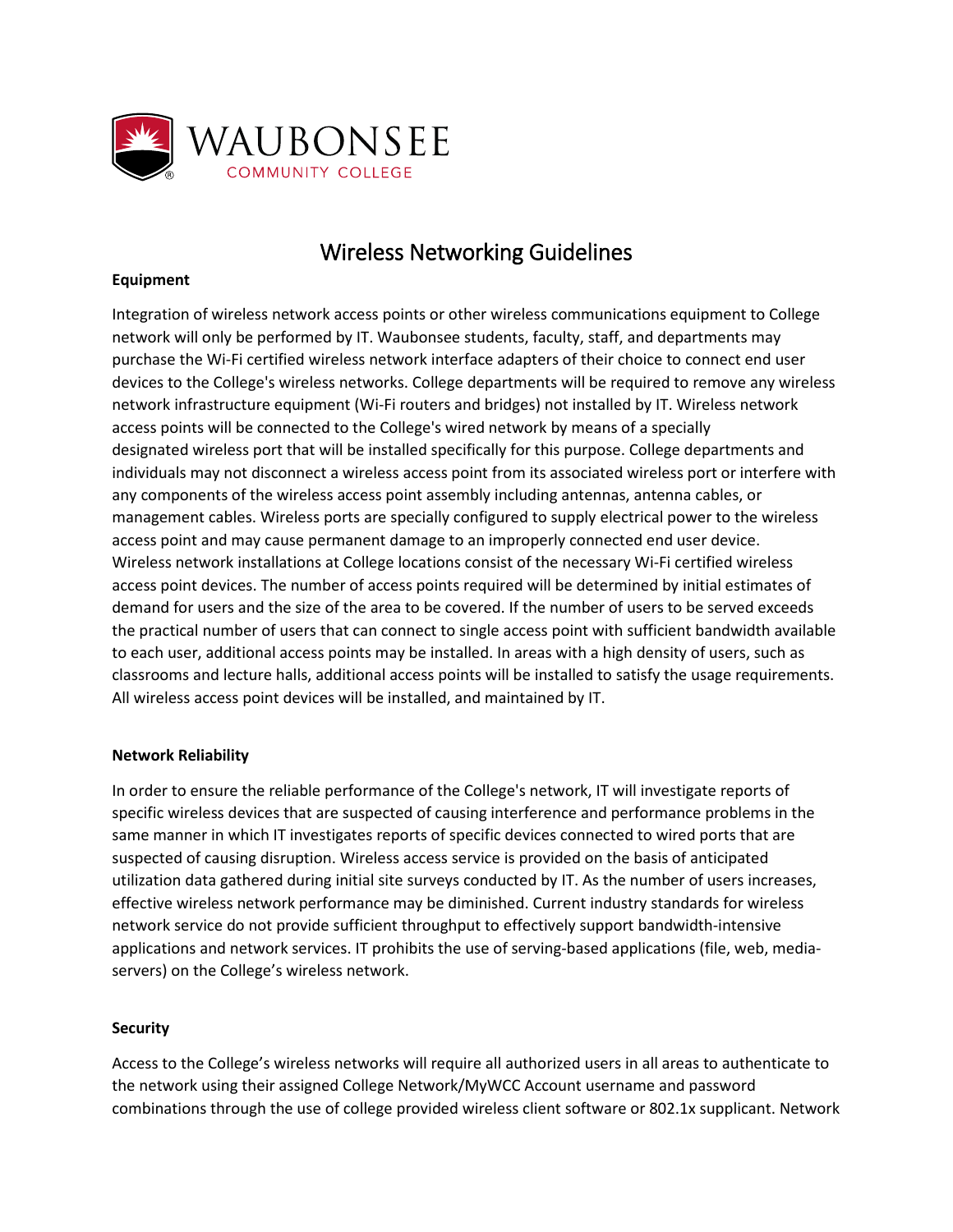WAUBONSEE COMMUNITY COLLEGE

# Wireless Networking Guidelines

**Equipment**

Integration of wireless network access points or other wireless communications equipment to College network will only be performed by IT. Waubonsee students, faculty, staff, and departments may purchase the Wi-Fi certified wireless network interface adapters of their choice to connect end user devices to the College's wireless networks. College departments will be required to remove any wireless network infrastructure equipment (Wi-Fi routers and bridges) not installed by IT. Wireless network access points will be connected to the College's wired network by means of a specially designated wireless port that will be installed specifically for this purpose. College departments and individuals may not disconnect a wireless access point from its associated wireless port or interfere with any components of the wireless access point assembly including antennas, antenna cables, or management cables. Wireless ports are specially configured to supply electrical power to the wireless access point and may cause permanent damage to an improperly connected end user device. Wireless network installations at College locations consist of the necessary Wi-Fi certified wireless access point devices. The number of access points required will be determined by initial estimates of demand for users and the size of the area to be covered. If the number of users to be served exceeds the practical number of users that can connect to single access point with sufficient bandwidth available to each user, additional access points may be installed. In areas with a high density of users, such as classrooms and lecture halls, additional access points will be installed to satisfy the usage requirements. All wireless access point devices will be installed, and maintained by IT.

**Network Reliability**

In order to ensure the reliable performance of the College's network, IT will investigate reports of specific wireless devices that are suspected of causing interference and performance problems in the same manner in which IT investigates reports of specific devices connected to wired ports that are suspected of causing disruption. Wireless access service is provided on the basis of anticipated utilization data gathered during initial site surveys conducted by IT. As the number of users increases, effective wireless network performance may be diminished. Current industry standards for wireless network service do not provide sufficient throughput to effectively support bandwidth-intensive applications and network services. IT prohibits the use of serving-based applications (file, web, media-servers) on the College's wireless network.

**Security**

Access to the College's wireless networks will require all authorized users in all areas to authenticate to the network using their assigned College Network/MyWCC Account username and password combinations through the use of college provided wireless client software or 802.1x supplicant. Network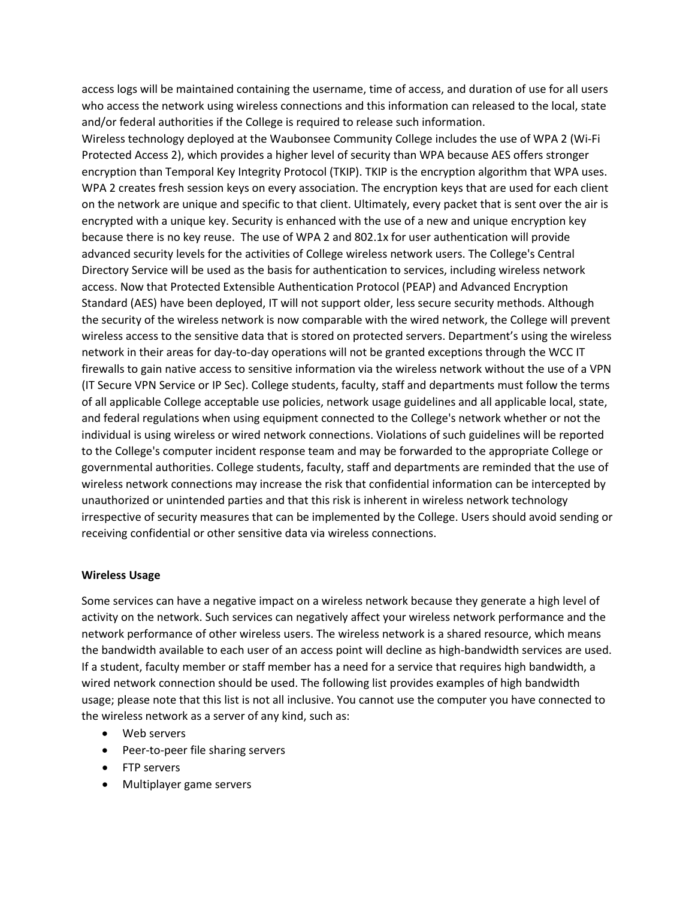access logs will be maintained containing the username, time of access, and duration of use for all users who access the network using wireless connections and this information can released to the local, state and/or federal authorities if the College is required to release such information.

Wireless technology deployed at the Waubonsee Community College includes the use of WPA 2 (Wi-Fi Protected Access 2), which provides a higher level of security than WPA because AES offers stronger encryption than Temporal Key Integrity Protocol (TKIP). TKIP is the encryption algorithm that WPA uses. WPA 2 creates fresh session keys on every association. The encryption keys that are used for each client on the network are unique and specific to that client. Ultimately, every packet that is sent over the air is encrypted with a unique key. Security is enhanced with the use of a new and unique encryption key because there is no key reuse. The use of WPA 2 and 802.1x for user authentication will provide advanced security levels for the activities of College wireless network users. The College's Central Directory Service will be used as the basis for authentication to services, including wireless network access. Now that Protected Extensible Authentication Protocol (PEAP) and Advanced Encryption Standard (AES) have been deployed, IT will not support older, less secure security methods. Although the security of the wireless network is now comparable with the wired network, the College will prevent wireless access to the sensitive data that is stored on protected servers. Department's using the wireless network in their areas for day-to-day operations will not be granted exceptions through the WCC IT firewalls to gain native access to sensitive information via the wireless network without the use of a VPN (IT Secure VPN Service or IP Sec). College students, faculty, staff and departments must follow the terms of all applicable College acceptable use policies, network usage guidelines and all applicable local, state, and federal regulations when using equipment connected to the College's network whether or not the individual is using wireless or wired network connections. Violations of such guidelines will be reported to the College's computer incident response team and may be forwarded to the appropriate College or governmental authorities. College students, faculty, staff and departments are reminded that the use of wireless network connections may increase the risk that confidential information can be intercepted by unauthorized or unintended parties and that this risk is inherent in wireless network technology irrespective of security measures that can be implemented by the College. Users should avoid sending or receiving confidential or other sensitive data via wireless connections.

**Wireless Usage**

Some services can have a negative impact on a wireless network because they generate a high level of activity on the network. Such services can negatively affect your wireless network performance and the network performance of other wireless users. The wireless network is a shared resource, which means the bandwidth available to each user of an access point will decline as high-bandwidth services are used. If a student, faculty member or staff member has a need for a service that requires high bandwidth, a wired network connection should be used. The following list provides examples of high bandwidth usage; please note that this list is not all inclusive. You cannot use the computer you have connected to the wireless network as a server of any kind, such as:

- Web servers
- Peer-to-peer file sharing servers
- FTP servers
- Multiplayer game servers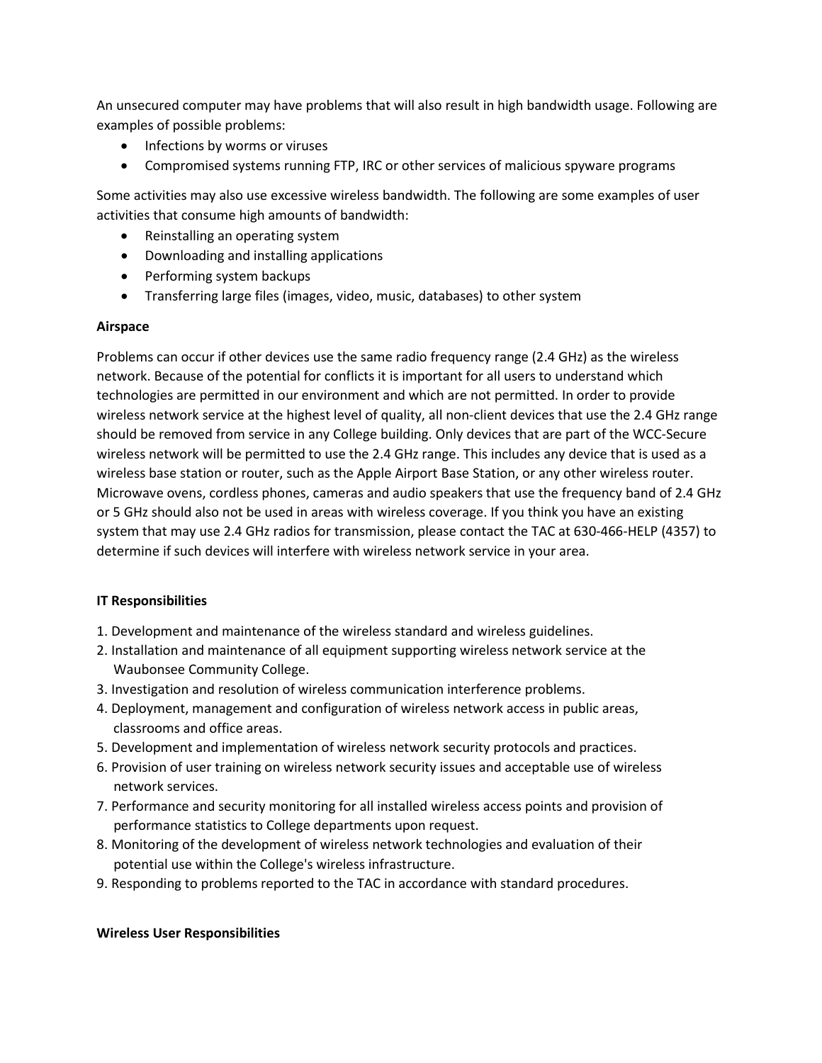An unsecured computer may have problems that will also result in high bandwidth usage. Following are examples of possible problems:

- Infections by worms or viruses
- Compromised systems running FTP, IRC or other services of malicious spyware programs

Some activities may also use excessive wireless bandwidth. The following are some examples of user activities that consume high amounts of bandwidth:

- Reinstalling an operating system
- Downloading and installing applications
- Performing system backups
- Transferring large files (images, video, music, databases) to other system

**Airspace**

Problems can occur if other devices use the same radio frequency range (2.4 GHz) as the wireless network. Because of the potential for conflicts it is important for all users to understand which technologies are permitted in our environment and which are not permitted. In order to provide wireless network service at the highest level of quality, all non-client devices that use the 2.4 GHz range should be removed from service in any College building. Only devices that are part of the WCC-Secure wireless network will be permitted to use the 2.4 GHz range. This includes any device that is used as a wireless base station or router, such as the Apple Airport Base Station, or any other wireless router. Microwave ovens, cordless phones, cameras and audio speakers that use the frequency band of 2.4 GHz or 5 GHz should also not be used in areas with wireless coverage. If you think you have an existing system that may use 2.4 GHz radios for transmission, please contact the TAC at 630-466-HELP (4357) to determine if such devices will interfere with wireless network service in your area.

**IT Responsibilities**

1. Development and maintenance of the wireless standard and wireless guidelines.
2. Installation and maintenance of all equipment supporting wireless network service at the Waubonsee Community College.
3. Investigation and resolution of wireless communication interference problems.
4. Deployment, management and configuration of wireless network access in public areas, classrooms and office areas.
5. Development and implementation of wireless network security protocols and practices.
6. Provision of user training on wireless network security issues and acceptable use of wireless network services.
7. Performance and security monitoring for all installed wireless access points and provision of performance statistics to College departments upon request.
8. Monitoring of the development of wireless network technologies and evaluation of their potential use within the College's wireless infrastructure.
9. Responding to problems reported to the TAC in accordance with standard procedures.

**Wireless User Responsibilities**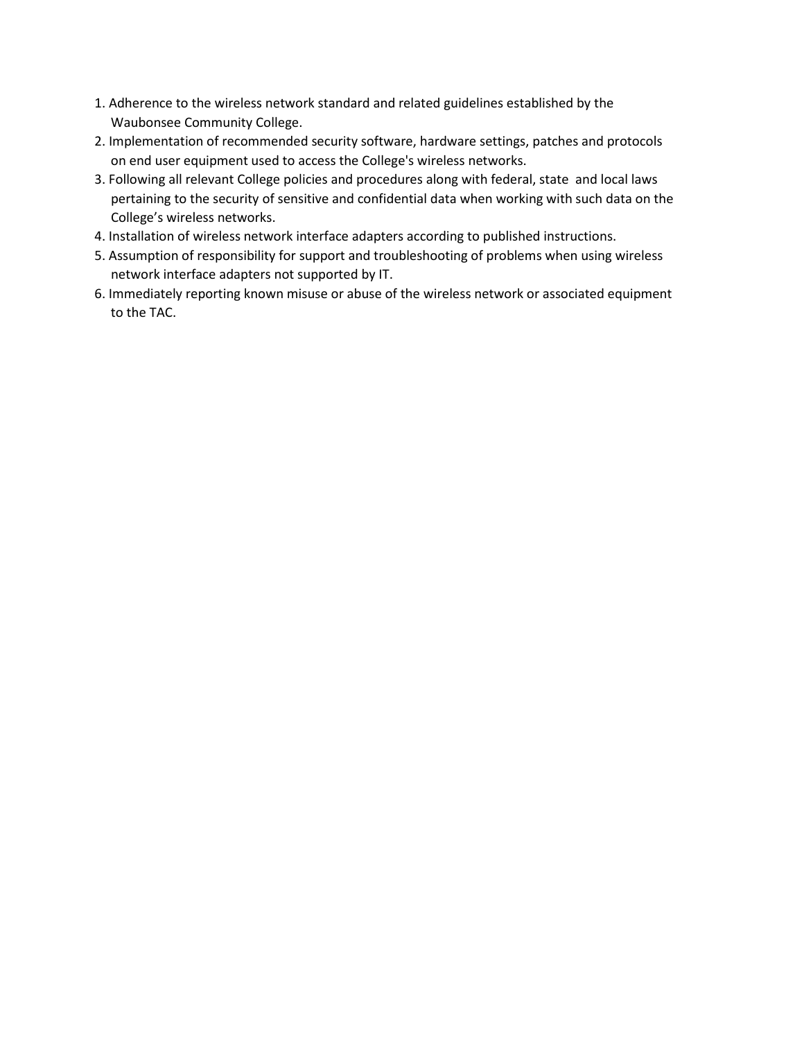1. Adherence to the wireless network standard and related guidelines established by the Waubonsee Community College.
2. Implementation of recommended security software, hardware settings, patches and protocols on end user equipment used to access the College's wireless networks.
3. Following all relevant College policies and procedures along with federal, state and local laws pertaining to the security of sensitive and confidential data when working with such data on the College's wireless networks.
4. Installation of wireless network interface adapters according to published instructions.
5. Assumption of responsibility for support and troubleshooting of problems when using wireless network interface adapters not supported by IT.
6. Immediately reporting known misuse or abuse of the wireless network or associated equipment to the TAC.